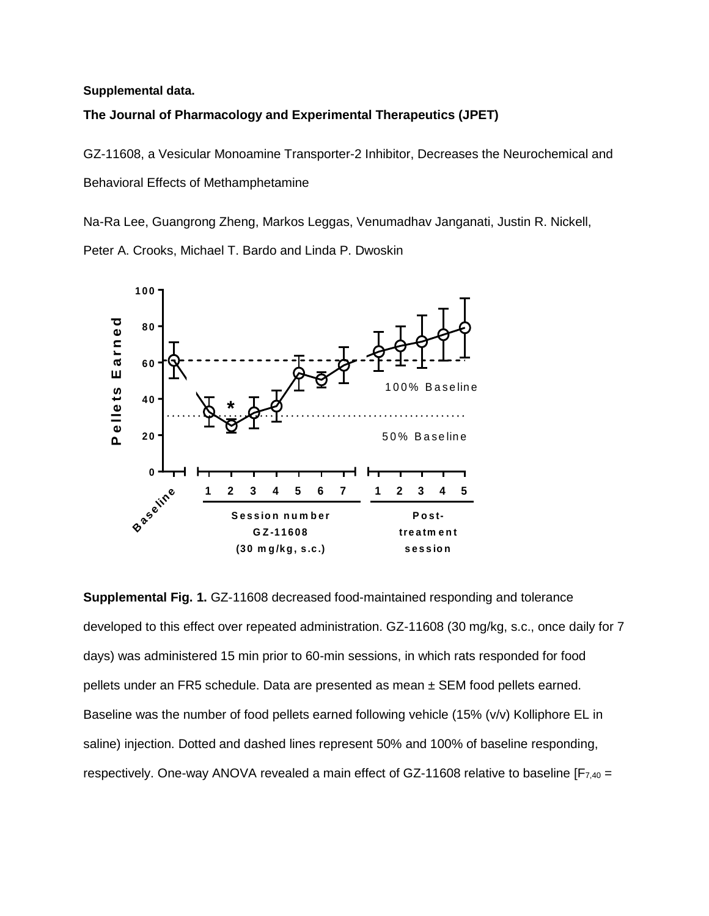**Supplemental data.**

**The Journal of Pharmacology and Experimental Therapeutics (JPET)**

GZ-11608, a Vesicular Monoamine Transporter-2 Inhibitor, Decreases the Neurochemical and Behavioral Effects of Methamphetamine

Na-Ra Lee, Guangrong Zheng, Markos Leggas, Venumadhav Janganati, Justin R. Nickell, Peter A. Crooks, Michael T. Bardo and Linda P. Dwoskin

**Supplemental Fig. 1.** GZ-11608 decreased food-maintained responding and tolerance developed to this effect over repeated administration. GZ-11608 (30 mg/kg, s.c., once daily for 7 days) was administered 15 min prior to 60-min sessions, in which rats responded for food pellets under an FR5 schedule. Data are presented as mean ± SEM food pellets earned. Baseline was the number of food pellets earned following vehicle (15% (v/v) Kolliphore EL in saline) injection. Dotted and dashed lines represent 50% and 100% of baseline responding, respectively. One-way ANOVA revealed a main effect of GZ-11608 relative to baseline [$F_{7,40}$ =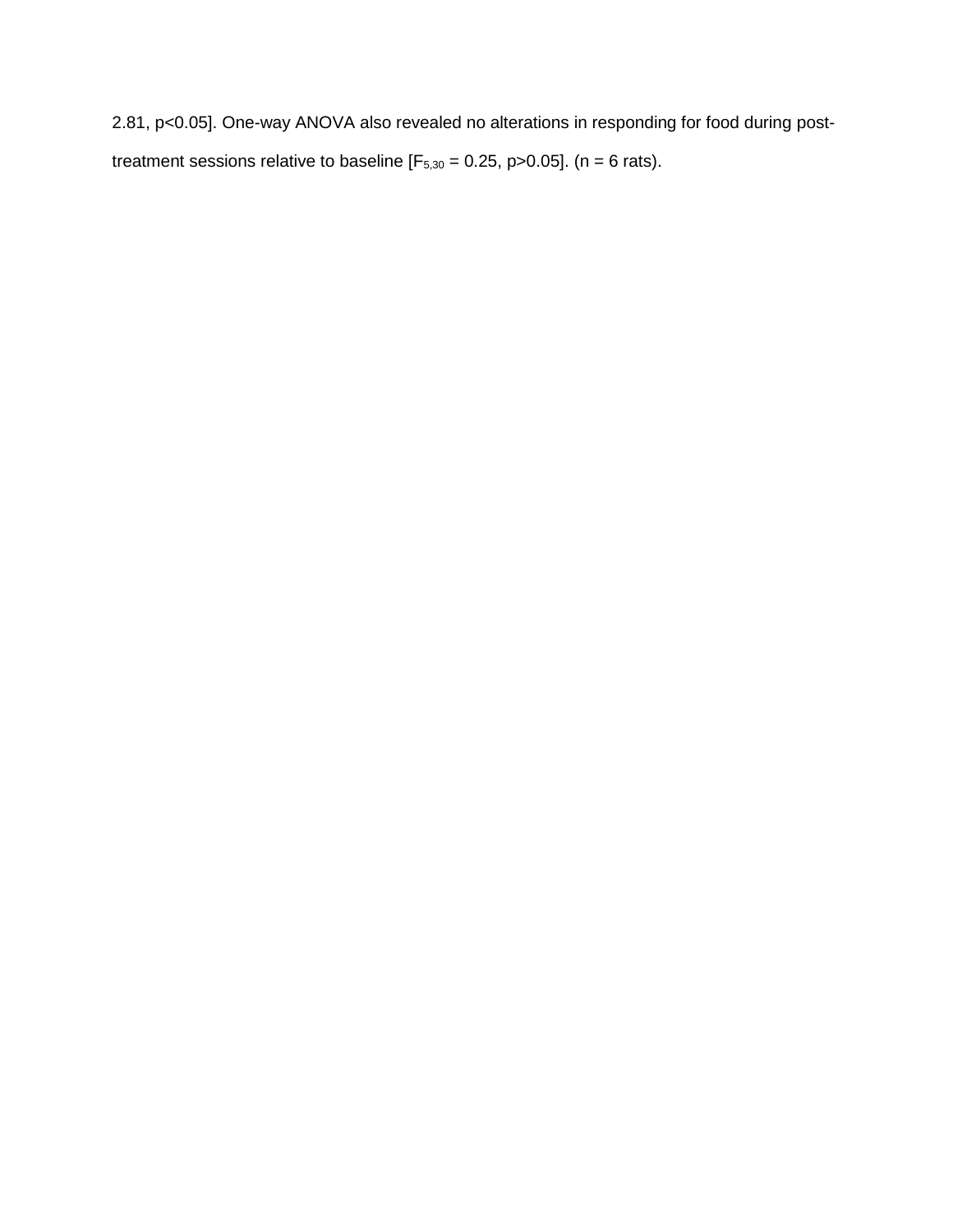2.81, $p<0.05$]. One-way ANOVA also revealed no alterations in responding for food during post-treatment sessions relative to baseline [$F_{5,30} = 0.25$, $p>0.05$]. (n = 6 rats).